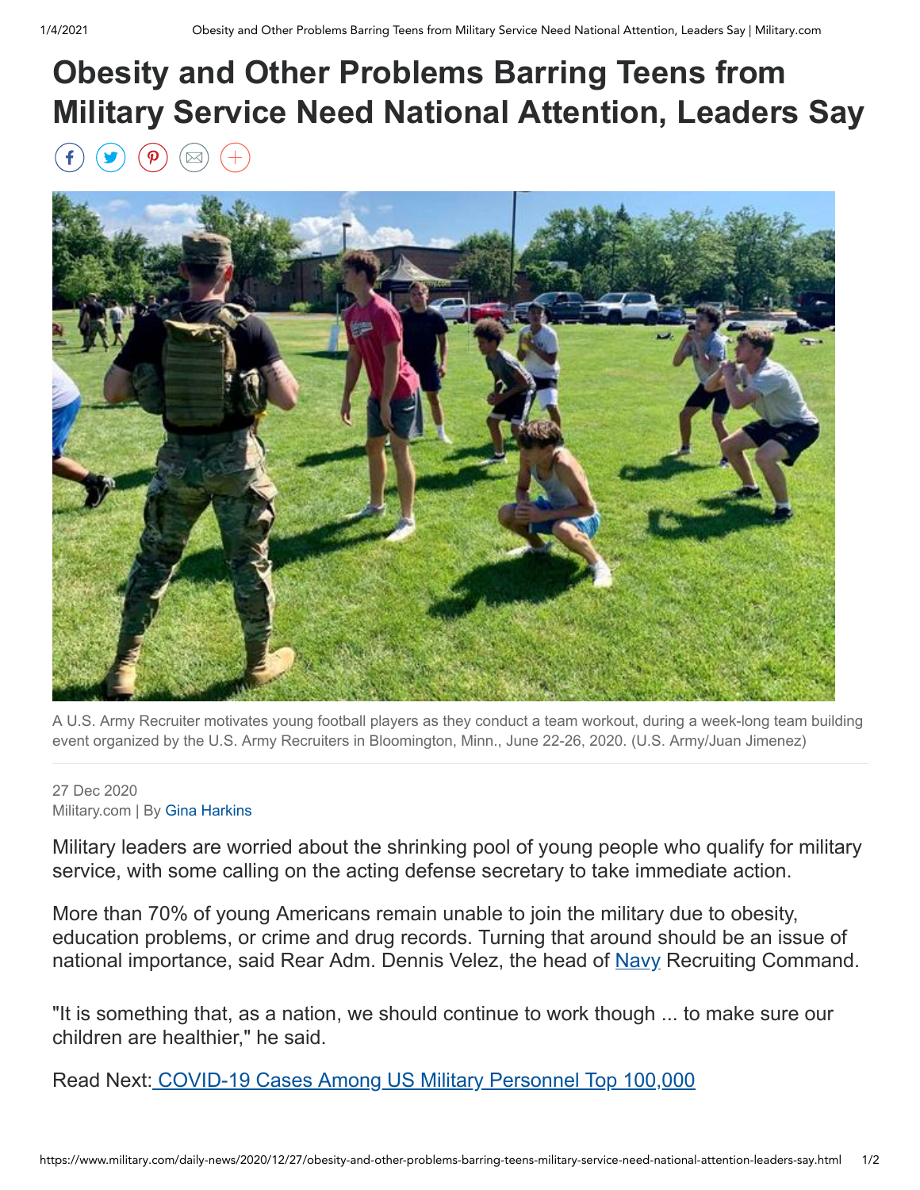# Obesity and Other Problems Barring Teens from Military Service Need National Attention, Leaders Say

A U.S. Army Recruiter motivates young football players as they conduct a team workout, during a week-long team building event organized by the U.S. Army Recruiters in Bloomington, Minn., June 22-26, 2020. (U.S. Army/Juan Jimenez)

27 Dec 2020
Military.com | By Gina Harkins

Military leaders are worried about the shrinking pool of young people who qualify for military service, with some calling on the acting defense secretary to take immediate action.

More than 70% of young Americans remain unable to join the military due to obesity, education problems, or crime and drug records. Turning that around should be an issue of national importance, said Rear Adm. Dennis Velez, the head of Navy Recruiting Command.

"It is something that, as a nation, we should continue to work though ... to make sure our children are healthier," he said.

Read Next: COVID-19 Cases Among US Military Personnel Top 100,000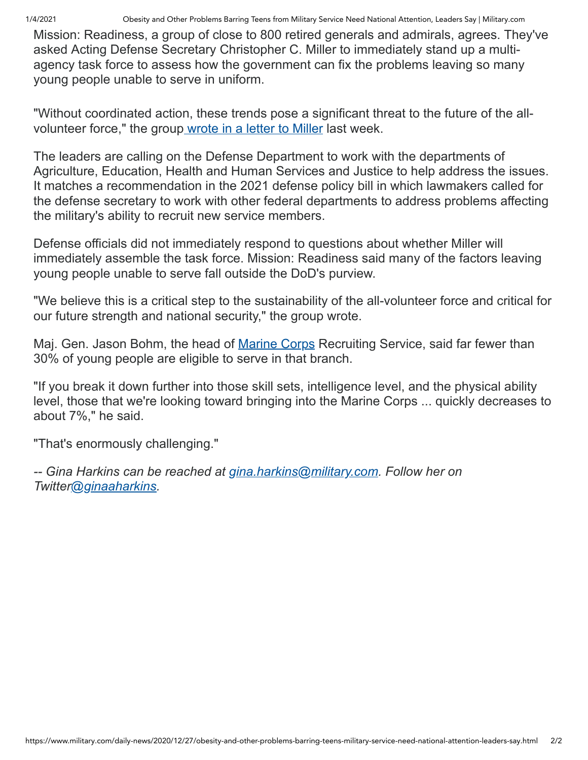Mission: Readiness, a group of close to 800 retired generals and admirals, agrees. They've asked Acting Defense Secretary Christopher C. Miller to immediately stand up a multi-agency task force to assess how the government can fix the problems leaving so many young people unable to serve in uniform.

"Without coordinated action, these trends pose a significant threat to the future of the all-volunteer force," the group wrote in a letter to Miller last week.

The leaders are calling on the Defense Department to work with the departments of Agriculture, Education, Health and Human Services and Justice to help address the issues. It matches a recommendation in the 2021 defense policy bill in which lawmakers called for the defense secretary to work with other federal departments to address problems affecting the military's ability to recruit new service members.

Defense officials did not immediately respond to questions about whether Miller will immediately assemble the task force. Mission: Readiness said many of the factors leaving young people unable to serve fall outside the DoD's purview.

"We believe this is a critical step to the sustainability of the all-volunteer force and critical for our future strength and national security," the group wrote.

Maj. Gen. Jason Bohm, the head of Marine Corps Recruiting Service, said far fewer than 30% of young people are eligible to serve in that branch.

"If you break it down further into those skill sets, intelligence level, and the physical ability level, those that we're looking toward bringing into the Marine Corps ... quickly decreases to about 7%," he said.

"That's enormously challenging."

*-- Gina Harkins can be reached at gina.harkins@military.com. Follow her on Twitter@ginaaharkins.*